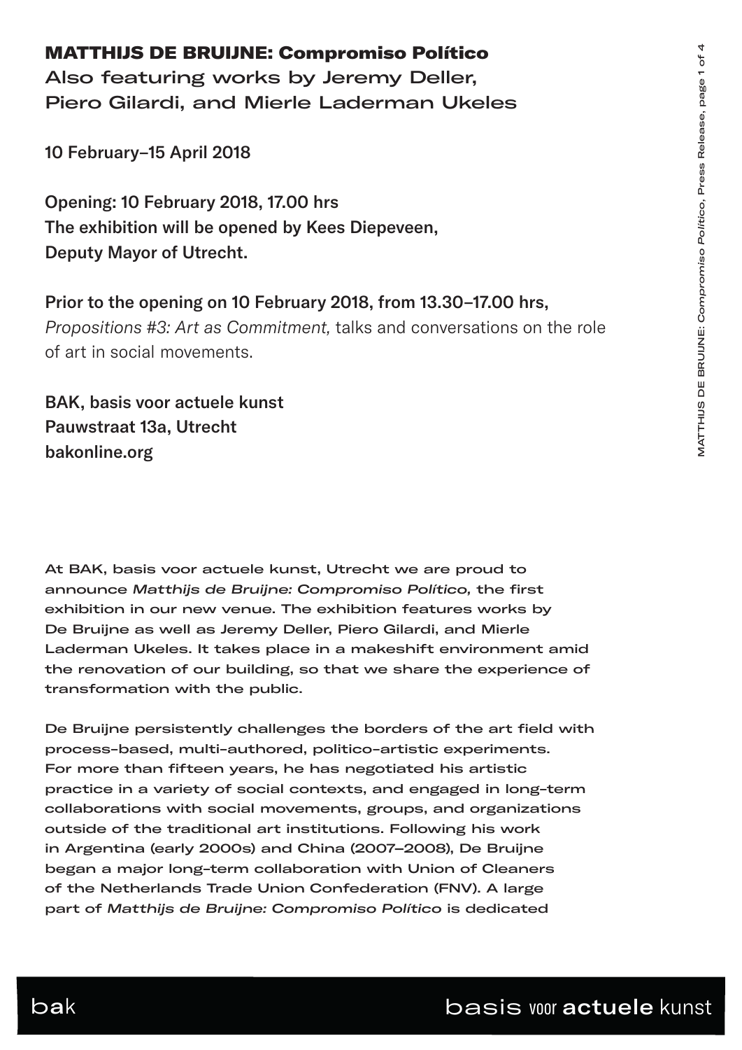# MATTHIJS DE BRUIJNE: Compromiso Político

**Also featuring works by Jeremy Deller, Piero Gilardi, and Mierle Laderman Ukeles**

**10 February–15 April 2018**

**Opening: 10 February 2018, 17.00 hrs**
**The exhibition will be opened by Kees Diepeveen, Deputy Mayor of Utrecht.**

**Prior to the opening on 10 February 2018, from 13.30–17.00 hrs,**
*Propositions #3: Art as Commitment,* talks and conversations on the role of art in social movements.

**BAK, basis voor actuele kunst**
**Pauwstraat 13a, Utrecht**
**bakonline.org**

At BAK, basis voor actuele kunst, Utrecht we are proud to announce *Matthijs de Bruijne: Compromiso Político,* the first exhibition in our new venue. The exhibition features works by De Bruijne as well as Jeremy Deller, Piero Gilardi, and Mierle Laderman Ukeles. It takes place in a makeshift environment amid the renovation of our building, so that we share the experience of transformation with the public.

De Bruijne persistently challenges the borders of the art field with process-based, multi-authored, politico-artistic experiments. For more than fifteen years, he has negotiated his artistic practice in a variety of social contexts, and engaged in long-term collaborations with social movements, groups, and organizations outside of the traditional art institutions. Following his work in Argentina (early 2000s) and China (2007–2008), De Bruijne began a major long-term collaboration with Union of Cleaners of the Netherlands Trade Union Confederation (FNV). A large part of *Matthijs de Bruijne: Compromiso Político* is dedicated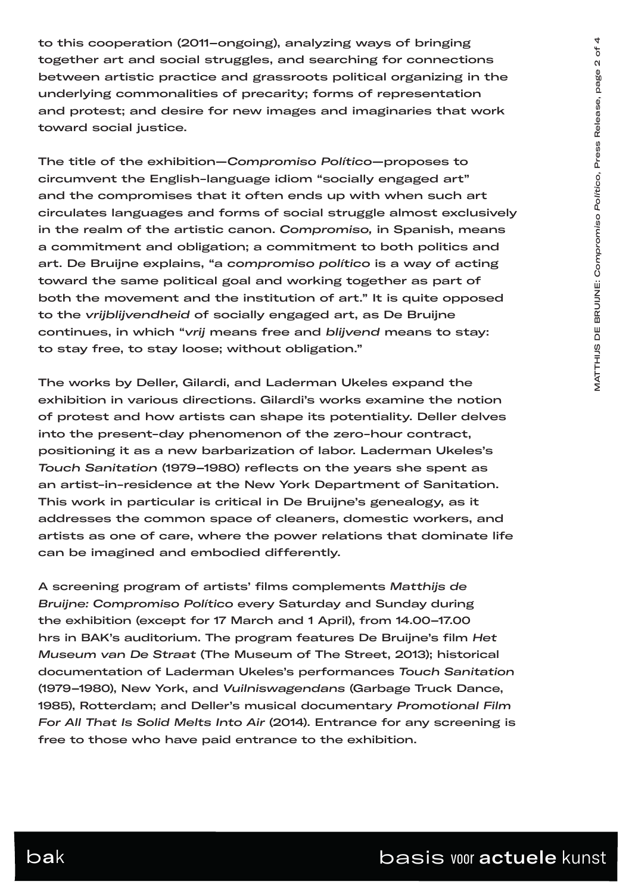to this cooperation (2011–ongoing), analyzing ways of bringing together art and social struggles, and searching for connections between artistic practice and grassroots political organizing in the underlying commonalities of precarity; forms of representation and protest; and desire for new images and imaginaries that work toward social justice.

The title of the exhibition—*Compromiso Político*—proposes to circumvent the English-language idiom "socially engaged art" and the compromises that it often ends up with when such art circulates languages and forms of social struggle almost exclusively in the realm of the artistic canon. *Compromiso,* in Spanish, means a commitment and obligation; a commitment to both politics and art. De Bruijne explains, "a *compromiso político* is a way of acting toward the same political goal and working together as part of both the movement and the institution of art." It is quite opposed to the *vrijblijvendheid* of socially engaged art, as De Bruijne continues, in which "*vrij* means free and *blijvend* means to stay: to stay free, to stay loose; without obligation."

The works by Deller, Gilardi, and Laderman Ukeles expand the exhibition in various directions. Gilardi's works examine the notion of protest and how artists can shape its potentiality. Deller delves into the present-day phenomenon of the zero-hour contract, positioning it as a new barbarization of labor. Laderman Ukeles's *Touch Sanitation* (1979–1980) reflects on the years she spent as an artist-in-residence at the New York Department of Sanitation. This work in particular is critical in De Bruijne's genealogy, as it addresses the common space of cleaners, domestic workers, and artists as one of care, where the power relations that dominate life can be imagined and embodied differently.

A screening program of artists' films complements *Matthijs de Bruijne: Compromiso Político* every Saturday and Sunday during the exhibition (except for 17 March and 1 April), from 14.00–17.00 hrs in BAK's auditorium. The program features De Bruijne's film *Het Museum van De Straat* (The Museum of The Street, 2013); historical documentation of Laderman Ukeles's performances *Touch Sanitation* (1979–1980), New York, and *Vuilniswagendans* (Garbage Truck Dance, 1985), Rotterdam; and Deller's musical documentary *Promotional Film For All That Is Solid Melts Into Air* (2014). Entrance for any screening is free to those who have paid entrance to the exhibition.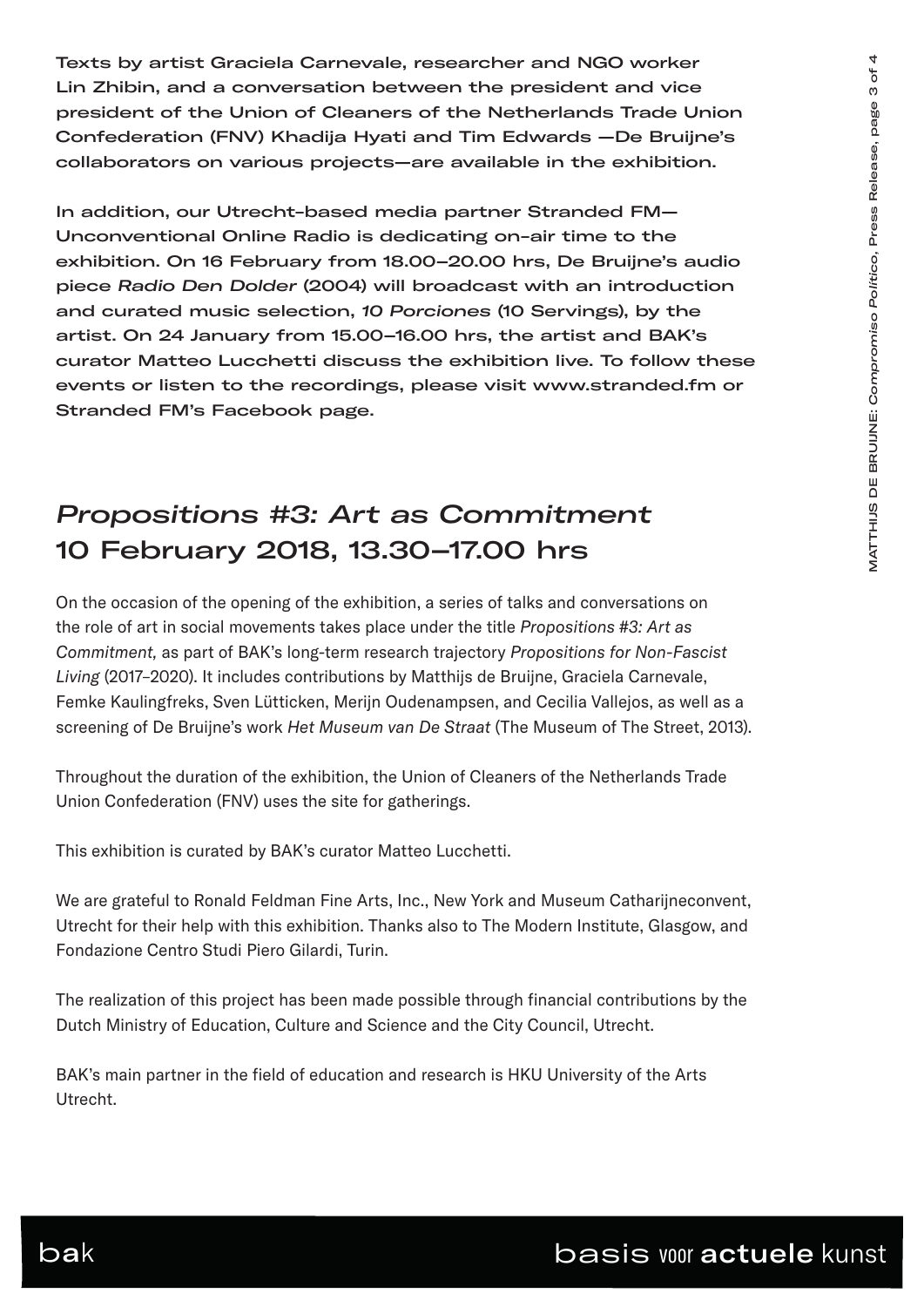**Texts by artist Graciela Carnevale, researcher and NGO worker Lin Zhibin, and a conversation between the president and vice president of the Union of Cleaners of the Netherlands Trade Union Confederation (FNV) Khadija Hyati and Tim Edwards —De Bruijne's collaborators on various projects—are available in the exhibition.**

**In addition, our Utrecht-based media partner Stranded FM—Unconventional Online Radio is dedicating on-air time to the exhibition. On 16 February from 18.00–20.00 hrs, De Bruijne's audio piece *Radio Den Dolder* (2004) will broadcast with an introduction and curated music selection, *10 Porciones* (10 Servings), by the artist. On 24 January from 15.00–16.00 hrs, the artist and BAK's curator Matteo Lucchetti discuss the exhibition live. To follow these events or listen to the recordings, please visit www.stranded.fm or Stranded FM's Facebook page.**

## *Propositions #3: Art as Commitment*
## 10 February 2018, 13.30–17.00 hrs

On the occasion of the opening of the exhibition, a series of talks and conversations on the role of art in social movements takes place under the title *Propositions #3: Art as Commitment,* as part of BAK's long-term research trajectory *Propositions for Non-Fascist Living* (2017–2020). It includes contributions by Matthijs de Bruijne, Graciela Carnevale, Femke Kaulingfreks, Sven Lütticken, Merijn Oudenampsen, and Cecilia Vallejos, as well as a screening of De Bruijne's work *Het Museum van De Straat* (The Museum of The Street, 2013).

Throughout the duration of the exhibition, the Union of Cleaners of the Netherlands Trade Union Confederation (FNV) uses the site for gatherings.

This exhibition is curated by BAK's curator Matteo Lucchetti.

We are grateful to Ronald Feldman Fine Arts, Inc., New York and Museum Catharijneconvent, Utrecht for their help with this exhibition. Thanks also to The Modern Institute, Glasgow, and Fondazione Centro Studi Piero Gilardi, Turin.

The realization of this project has been made possible through financial contributions by the Dutch Ministry of Education, Culture and Science and the City Council, Utrecht.

BAK's main partner in the field of education and research is HKU University of the Arts Utrecht.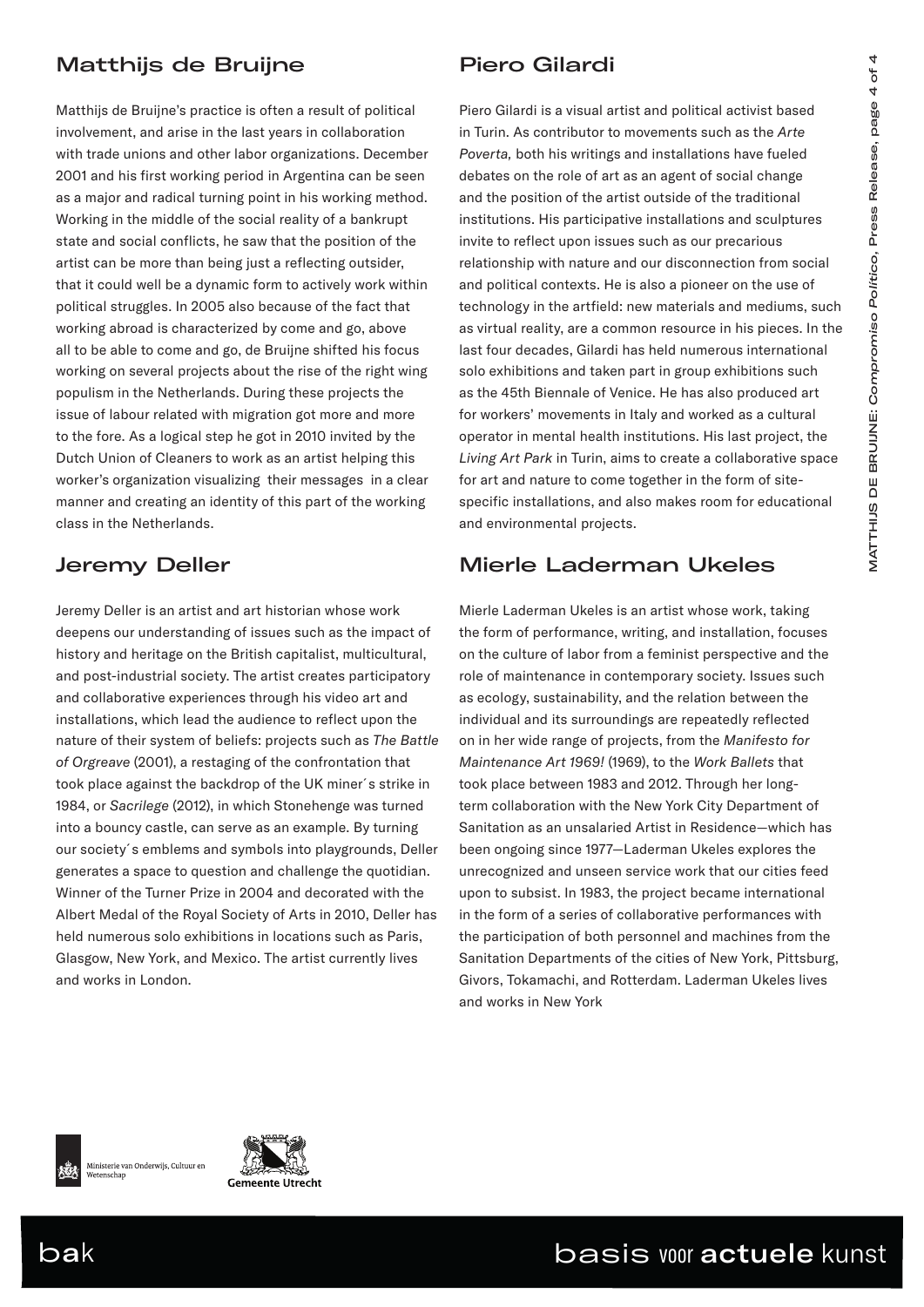## Matthijs de Bruijne

Matthijs de Bruijne's practice is often a result of political involvement, and arise in the last years in collaboration with trade unions and other labor organizations. December 2001 and his first working period in Argentina can be seen as a major and radical turning point in his working method. Working in the middle of the social reality of a bankrupt state and social conflicts, he saw that the position of the artist can be more than being just a reflecting outsider, that it could well be a dynamic form to actively work within political struggles. In 2005 also because of the fact that working abroad is characterized by come and go, above all to be able to come and go, de Bruijne shifted his focus working on several projects about the rise of the right wing populism in the Netherlands. During these projects the issue of labour related with migration got more and more to the fore. As a logical step he got in 2010 invited by the Dutch Union of Cleaners to work as an artist helping this worker's organization visualizing their messages in a clear manner and creating an identity of this part of the working class in the Netherlands.

## Jeremy Deller

Jeremy Deller is an artist and art historian whose work deepens our understanding of issues such as the impact of history and heritage on the British capitalist, multicultural, and post-industrial society. The artist creates participatory and collaborative experiences through his video art and installations, which lead the audience to reflect upon the nature of their system of beliefs: projects such as *The Battle of Orgreave* (2001), a restaging of the confrontation that took place against the backdrop of the UK miner´s strike in 1984, or *Sacrilege* (2012), in which Stonehenge was turned into a bouncy castle, can serve as an example. By turning our society´s emblems and symbols into playgrounds, Deller generates a space to question and challenge the quotidian. Winner of the Turner Prize in 2004 and decorated with the Albert Medal of the Royal Society of Arts in 2010, Deller has held numerous solo exhibitions in locations such as Paris, Glasgow, New York, and Mexico. The artist currently lives and works in London.

## Piero Gilardi

Piero Gilardi is a visual artist and political activist based in Turin. As contributor to movements such as the *Arte Poverta,* both his writings and installations have fueled debates on the role of art as an agent of social change and the position of the artist outside of the traditional institutions. His participative installations and sculptures invite to reflect upon issues such as our precarious relationship with nature and our disconnection from social and political contexts. He is also a pioneer on the use of technology in the artfield: new materials and mediums, such as virtual reality, are a common resource in his pieces. In the last four decades, Gilardi has held numerous international solo exhibitions and taken part in group exhibitions such as the 45th Biennale of Venice. He has also produced art for workers' movements in Italy and worked as a cultural operator in mental health institutions. His last project, the *Living Art Park* in Turin, aims to create a collaborative space for art and nature to come together in the form of site-specific installations, and also makes room for educational and environmental projects.

## Mierle Laderman Ukeles

Mierle Laderman Ukeles is an artist whose work, taking the form of performance, writing, and installation, focuses on the culture of labor from a feminist perspective and the role of maintenance in contemporary society. Issues such as ecology, sustainability, and the relation between the individual and its surroundings are repeatedly reflected on in her wide range of projects, from the *Manifesto for Maintenance Art 1969!* (1969), to the *Work Ballets* that took place between 1983 and 2012. Through her long-term collaboration with the New York City Department of Sanitation as an unsalaried Artist in Residence—which has been ongoing since 1977—Laderman Ukeles explores the unrecognized and unseen service work that our cities feed upon to subsist. In 1983, the project became international in the form of a series of collaborative performances with the participation of both personnel and machines from the Sanitation Departments of the cities of New York, Pittsburg, Givors, Tokamachi, and Rotterdam. Laderman Ukeles lives and works in New York

Ministerie van Onderwijs, Cultuur en Wetenschap

Gemeente Utrecht

bak

basis voor **actuele** kunst